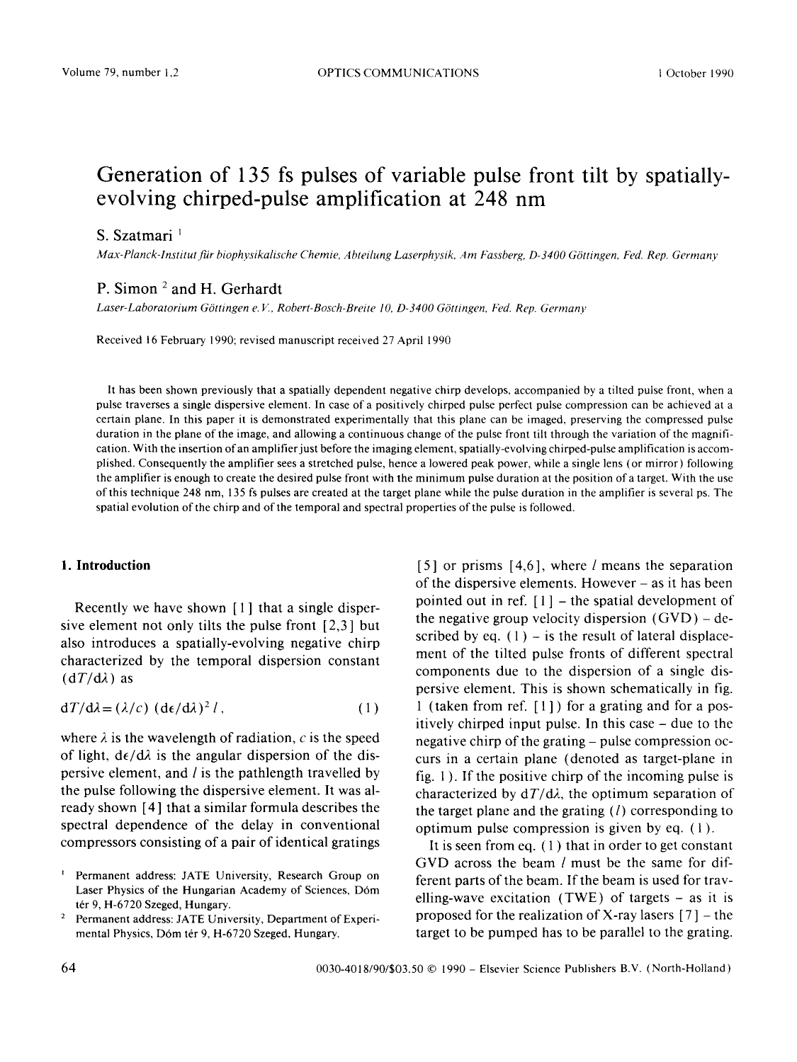# Generation of 135 fs pulses of variable pulse front tilt by spatially-evolving chirped-pulse amplification at 248 nm

S. Szatmari [1]

*Max-Planck-Institut für biophysikalische Chemie, Abteilung Laserphysik, Am Fassberg, D-3400 Göttingen, Fed. Rep. Germany*

P. Simon [2] and H. Gerhardt

*Laser-Laboratorium Göttingen e.V., Robert-Bosch-Breite 10, D-3400 Göttingen, Fed. Rep. Germany*

Received 16 February 1990; revised manuscript received 27 April 1990

It has been shown previously that a spatially dependent negative chirp develops, accompanied by a tilted pulse front, when a pulse traverses a single dispersive element. In case of a positively chirped pulse perfect pulse compression can be achieved at a certain plane. In this paper it is demonstrated experimentally that this plane can be imaged, preserving the compressed pulse duration in the plane of the image, and allowing a continuous change of the pulse front tilt through the variation of the magnification. With the insertion of an amplifier just before the imaging element, spatially-evolving chirped-pulse amplification is accomplished. Consequently the amplifier sees a stretched pulse, hence a lowered peak power, while a single lens (or mirror) following the amplifier is enough to create the desired pulse front with the minimum pulse duration at the position of a target. With the use of this technique 248 nm, 135 fs pulses are created at the target plane while the pulse duration in the amplifier is several ps. The spatial evolution of the chirp and of the temporal and spectral properties of the pulse is followed.

## 1. Introduction

Recently we have shown [1] that a single dispersive element not only tilts the pulse front [2,3] but also introduces a spatially-evolving negative chirp characterized by the temporal dispersion constant $(dT/d\lambda)$ as

$$dT/d\lambda = (\lambda/c)\,(d\epsilon/d\lambda)^2\, l\,, \qquad (1)$$

where $\lambda$ is the wavelength of radiation, $c$ is the speed of light, $d\epsilon/d\lambda$ is the angular dispersion of the dispersive element, and $l$ is the pathlength travelled by the pulse following the dispersive element. It was already shown [4] that a similar formula describes the spectral dependence of the delay in conventional compressors consisting of a pair of identical gratings [5] or prisms [4,6], where $l$ means the separation of the dispersive elements. However – as it has been pointed out in ref. [1] – the spatial development of the negative group velocity dispersion (GVD) – described by eq. (1) – is the result of lateral displacement of the tilted pulse fronts of different spectral components due to the dispersion of a single dispersive element. This is shown schematically in fig. 1 (taken from ref. [1]) for a grating and for a positively chirped input pulse. In this case – due to the negative chirp of the grating – pulse compression occurs in a certain plane (denoted as target-plane in fig. 1). If the positive chirp of the incoming pulse is characterized by $dT/d\lambda$, the optimum separation of the target plane and the grating ($l$) corresponding to optimum pulse compression is given by eq. (1).

It is seen from eq. (1) that in order to get constant GVD across the beam $l$ must be the same for different parts of the beam. If the beam is used for travelling-wave excitation (TWE) of targets – as it is proposed for the realization of X-ray lasers [7] – the target to be pumped has to be parallel to the grating.

[1] Permanent address: JATE University, Research Group on Laser Physics of the Hungarian Academy of Sciences, Dóm tér 9, H-6720 Szeged, Hungary.

[2] Permanent address: JATE University, Department of Experimental Physics, Dóm tér 9, H-6720 Szeged, Hungary.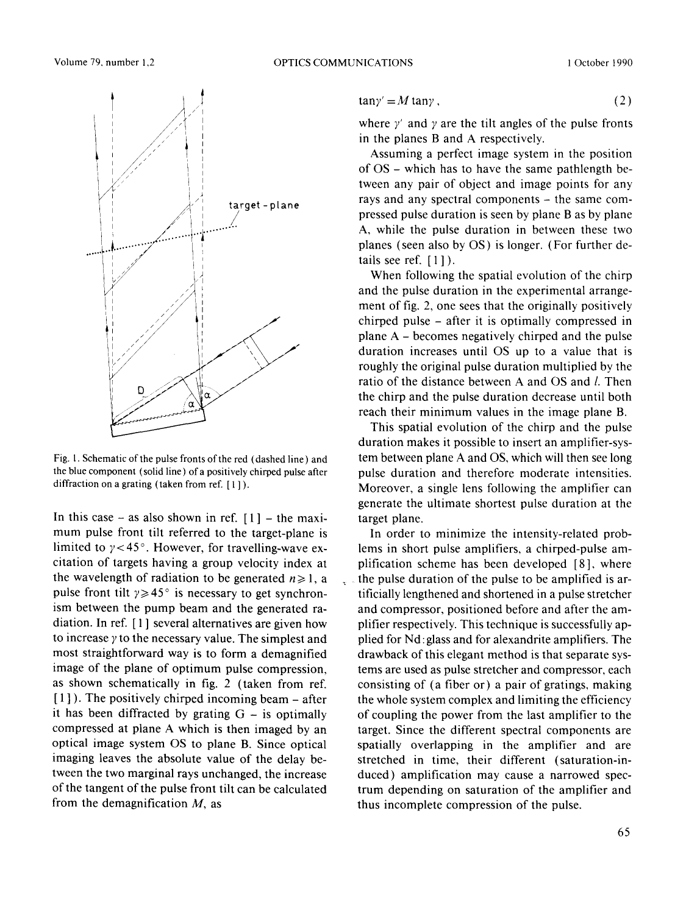Fig. 1. Schematic of the pulse fronts of the red (dashed line) and the blue component (solid line) of a positively chirped pulse after diffraction on a grating (taken from ref. [1]).

In this case – as also shown in ref. [1] – the maximum pulse front tilt referred to the target-plane is limited to $\gamma < 45°$. However, for travelling-wave excitation of targets having a group velocity index at the wavelength of radiation to be generated $n \geqslant 1$, a pulse front tilt $\gamma \geqslant 45°$ is necessary to get synchronism between the pump beam and the generated radiation. In ref. [1] several alternatives are given how to increase $\gamma$ to the necessary value. The simplest and most straightforward way is to form a demagnified image of the plane of optimum pulse compression, as shown schematically in fig. 2 (taken from ref. [1]). The positively chirped incoming beam – after it has been diffracted by grating G – is optimally compressed at plane A which is then imaged by an optical image system OS to plane B. Since optical imaging leaves the absolute value of the delay between the two marginal rays unchanged, the increase of the tangent of the pulse front tilt can be calculated from the demagnification $M$, as

$$\tan\gamma' = M \tan\gamma , \tag{2}$$

where $\gamma'$ and $\gamma$ are the tilt angles of the pulse fronts in the planes B and A respectively.

Assuming a perfect image system in the position of OS – which has to have the same pathlength between any pair of object and image points for any rays and any spectral components – the same compressed pulse duration is seen by plane B as by plane A, while the pulse duration in between these two planes (seen also by OS) is longer. (For further details see ref. [1]).

When following the spatial evolution of the chirp and the pulse duration in the experimental arrangement of fig. 2, one sees that the originally positively chirped pulse – after it is optimally compressed in plane A – becomes negatively chirped and the pulse duration increases until OS up to a value that is roughly the original pulse duration multiplied by the ratio of the distance between A and OS and $l$. Then the chirp and the pulse duration decrease until both reach their minimum values in the image plane B.

This spatial evolution of the chirp and the pulse duration makes it possible to insert an amplifier-system between plane A and OS, which will then see long pulse duration and therefore moderate intensities. Moreover, a single lens following the amplifier can generate the ultimate shortest pulse duration at the target plane.

In order to minimize the intensity-related problems in short pulse amplifiers, a chirped-pulse amplification scheme has been developed [8], where the pulse duration of the pulse to be amplified is artificially lengthened and shortened in a pulse stretcher and compressor, positioned before and after the amplifier respectively. This technique is successfully applied for Nd:glass and for alexandrite amplifiers. The drawback of this elegant method is that separate systems are used as pulse stretcher and compressor, each consisting of (a fiber or) a pair of gratings, making the whole system complex and limiting the efficiency of coupling the power from the last amplifier to the target. Since the different spectral components are spatially overlapping in the amplifier and are stretched in time, their different (saturation-induced) amplification may cause a narrowed spectrum depending on saturation of the amplifier and thus incomplete compression of the pulse.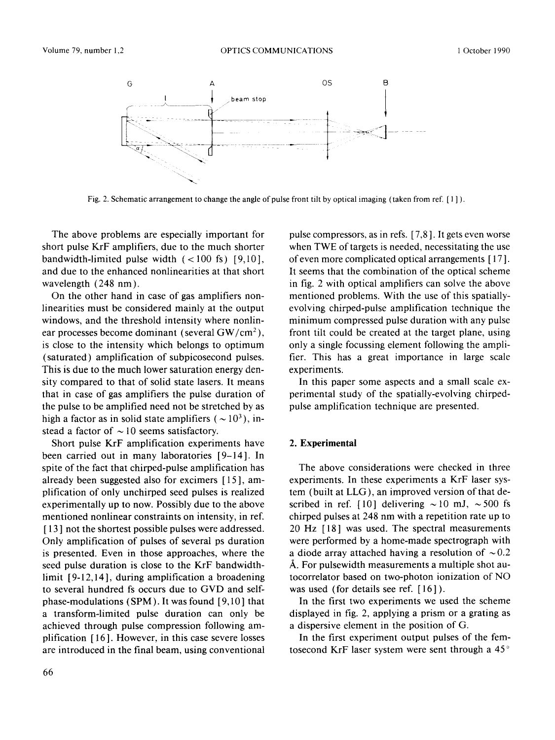Fig. 2. Schematic arrangement to change the angle of pulse front tilt by optical imaging (taken from ref. [1]).

The above problems are especially important for short pulse KrF amplifiers, due to the much shorter bandwidth-limited pulse width (< 100 fs) [9,10], and due to the enhanced nonlinearities at that short wavelength (248 nm).

On the other hand in case of gas amplifiers nonlinearities must be considered mainly at the output windows, and the threshold intensity where nonlinear processes become dominant (several $GW/cm^2$), is close to the intensity which belongs to optimum (saturated) amplification of subpicosecond pulses. This is due to the much lower saturation energy density compared to that of solid state lasers. It means that in case of gas amplifiers the pulse duration of the pulse to be amplified need not be stretched by as high a factor as in solid state amplifiers ($\sim 10^3$), instead a factor of $\sim 10$ seems satisfactory.

Short pulse KrF amplification experiments have been carried out in many laboratories [9–14]. In spite of the fact that chirped-pulse amplification has already been suggested also for excimers [15], amplification of only unchirped seed pulses is realized experimentally up to now. Possibly due to the above mentioned nonlinear constraints on intensity, in ref. [13] not the shortest possible pulses were addressed. Only amplification of pulses of several ps duration is presented. Even in those approaches, where the seed pulse duration is close to the KrF bandwidth-limit [9-12,14], during amplification a broadening to several hundred fs occurs due to GVD and self-phase-modulations (SPM). It was found [9,10] that a transform-limited pulse duration can only be achieved through pulse compression following amplification [16]. However, in this case severe losses are introduced in the final beam, using conventional pulse compressors, as in refs. [7,8]. It gets even worse when TWE of targets is needed, necessitating the use of even more complicated optical arrangements [17]. It seems that the combination of the optical scheme in fig. 2 with optical amplifiers can solve the above mentioned problems. With the use of this spatially-evolving chirped-pulse amplification technique the minimum compressed pulse duration with any pulse front tilt could be created at the target plane, using only a single focussing element following the amplifier. This has a great importance in large scale experiments.

In this paper some aspects and a small scale experimental study of the spatially-evolving chirped-pulse amplification technique are presented.

## 2. Experimental

The above considerations were checked in three experiments. In these experiments a KrF laser system (built at LLG), an improved version of that described in ref. [10] delivering ~10 mJ, ~500 fs chirped pulses at 248 nm with a repetition rate up to 20 Hz [18] was used. The spectral measurements were performed by a home-made spectrograph with a diode array attached having a resolution of ~0.2 Å. For pulsewidth measurements a multiple shot autocorrelator based on two-photon ionization of NO was used (for details see ref. [16]).

In the first two experiments we used the scheme displayed in fig. 2, applying a prism or a grating as a dispersive element in the position of G.

In the first experiment output pulses of the femtosecond KrF laser system were sent through a 45°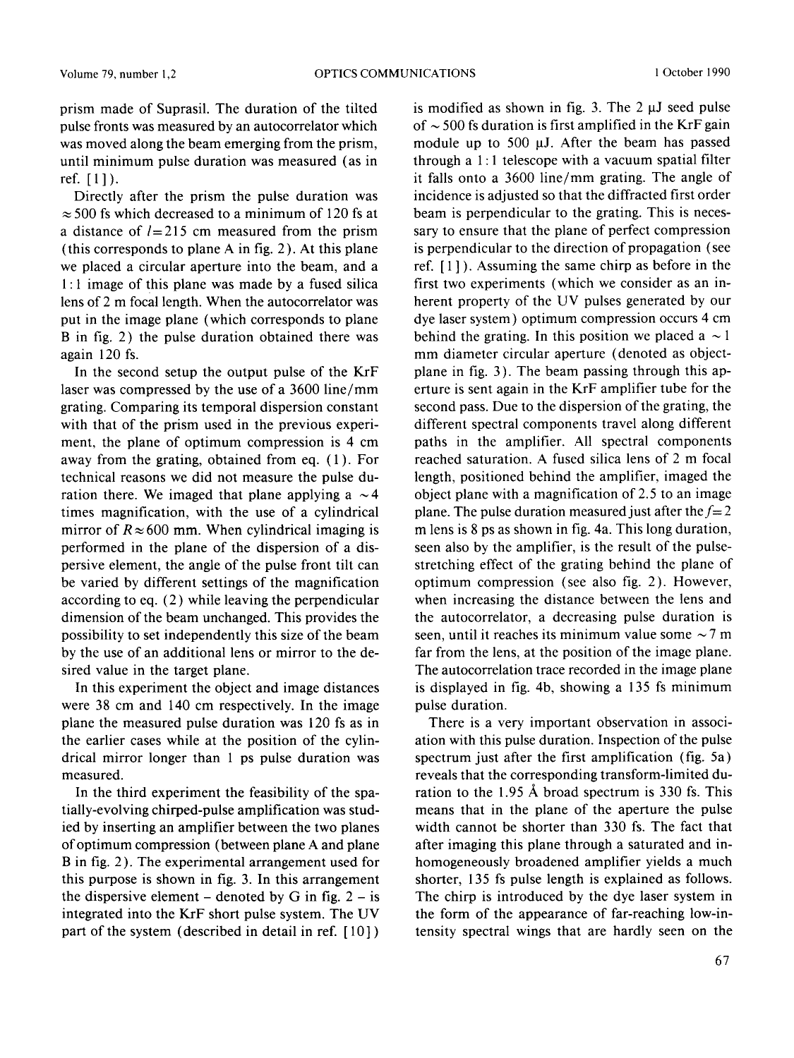prism made of Suprasil. The duration of the tilted pulse fronts was measured by an autocorrelator which was moved along the beam emerging from the prism, until minimum pulse duration was measured (as in ref. [1]).

Directly after the prism the pulse duration was $\approx 500$ fs which decreased to a minimum of 120 fs at a distance of $l = 215$ cm measured from the prism (this corresponds to plane A in fig. 2). At this plane we placed a circular aperture into the beam, and a 1:1 image of this plane was made by a fused silica lens of 2 m focal length. When the autocorrelator was put in the image plane (which corresponds to plane B in fig. 2) the pulse duration obtained there was again 120 fs.

In the second setup the output pulse of the KrF laser was compressed by the use of a 3600 line/mm grating. Comparing its temporal dispersion constant with that of the prism used in the previous experiment, the plane of optimum compression is 4 cm away from the grating, obtained from eq. (1). For technical reasons we did not measure the pulse duration there. We imaged that plane applying a $\sim 4$ times magnification, with the use of a cylindrical mirror of $R \approx 600$ mm. When cylindrical imaging is performed in the plane of the dispersion of a dispersive element, the angle of the pulse front tilt can be varied by different settings of the magnification according to eq. (2) while leaving the perpendicular dimension of the beam unchanged. This provides the possibility to set independently this size of the beam by the use of an additional lens or mirror to the desired value in the target plane.

In this experiment the object and image distances were 38 cm and 140 cm respectively. In the image plane the measured pulse duration was 120 fs as in the earlier cases while at the position of the cylindrical mirror longer than 1 ps pulse duration was measured.

In the third experiment the feasibility of the spatially-evolving chirped-pulse amplification was studied by inserting an amplifier between the two planes of optimum compression (between plane A and plane B in fig. 2). The experimental arrangement used for this purpose is shown in fig. 3. In this arrangement the dispersive element – denoted by G in fig. 2 – is integrated into the KrF short pulse system. The UV part of the system (described in detail in ref. [10]) is modified as shown in fig. 3. The 2 μJ seed pulse of $\sim 500$ fs duration is first amplified in the KrF gain module up to 500 μJ. After the beam has passed through a 1:1 telescope with a vacuum spatial filter it falls onto a 3600 line/mm grating. The angle of incidence is adjusted so that the diffracted first order beam is perpendicular to the grating. This is necessary to ensure that the plane of perfect compression is perpendicular to the direction of propagation (see ref. [1]). Assuming the same chirp as before in the first two experiments (which we consider as an inherent property of the UV pulses generated by our dye laser system) optimum compression occurs 4 cm behind the grating. In this position we placed a $\sim 1$ mm diameter circular aperture (denoted as object-plane in fig. 3). The beam passing through this aperture is sent again in the KrF amplifier tube for the second pass. Due to the dispersion of the grating, the different spectral components travel along different paths in the amplifier. All spectral components reached saturation. A fused silica lens of 2 m focal length, positioned behind the amplifier, imaged the object plane with a magnification of 2.5 to an image plane. The pulse duration measured just after the $f = 2$ m lens is 8 ps as shown in fig. 4a. This long duration, seen also by the amplifier, is the result of the pulse-stretching effect of the grating behind the plane of optimum compression (see also fig. 2). However, when increasing the distance between the lens and the autocorrelator, a decreasing pulse duration is seen, until it reaches its minimum value some $\sim 7$ m far from the lens, at the position of the image plane. The autocorrelation trace recorded in the image plane is displayed in fig. 4b, showing a 135 fs minimum pulse duration.

There is a very important observation in association with this pulse duration. Inspection of the pulse spectrum just after the first amplification (fig. 5a) reveals that the corresponding transform-limited duration to the 1.95 Å broad spectrum is 330 fs. This means that in the plane of the aperture the pulse width cannot be shorter than 330 fs. The fact that after imaging this plane through a saturated and inhomogeneously broadened amplifier yields a much shorter, 135 fs pulse length is explained as follows. The chirp is introduced by the dye laser system in the form of the appearance of far-reaching low-intensity spectral wings that are hardly seen on the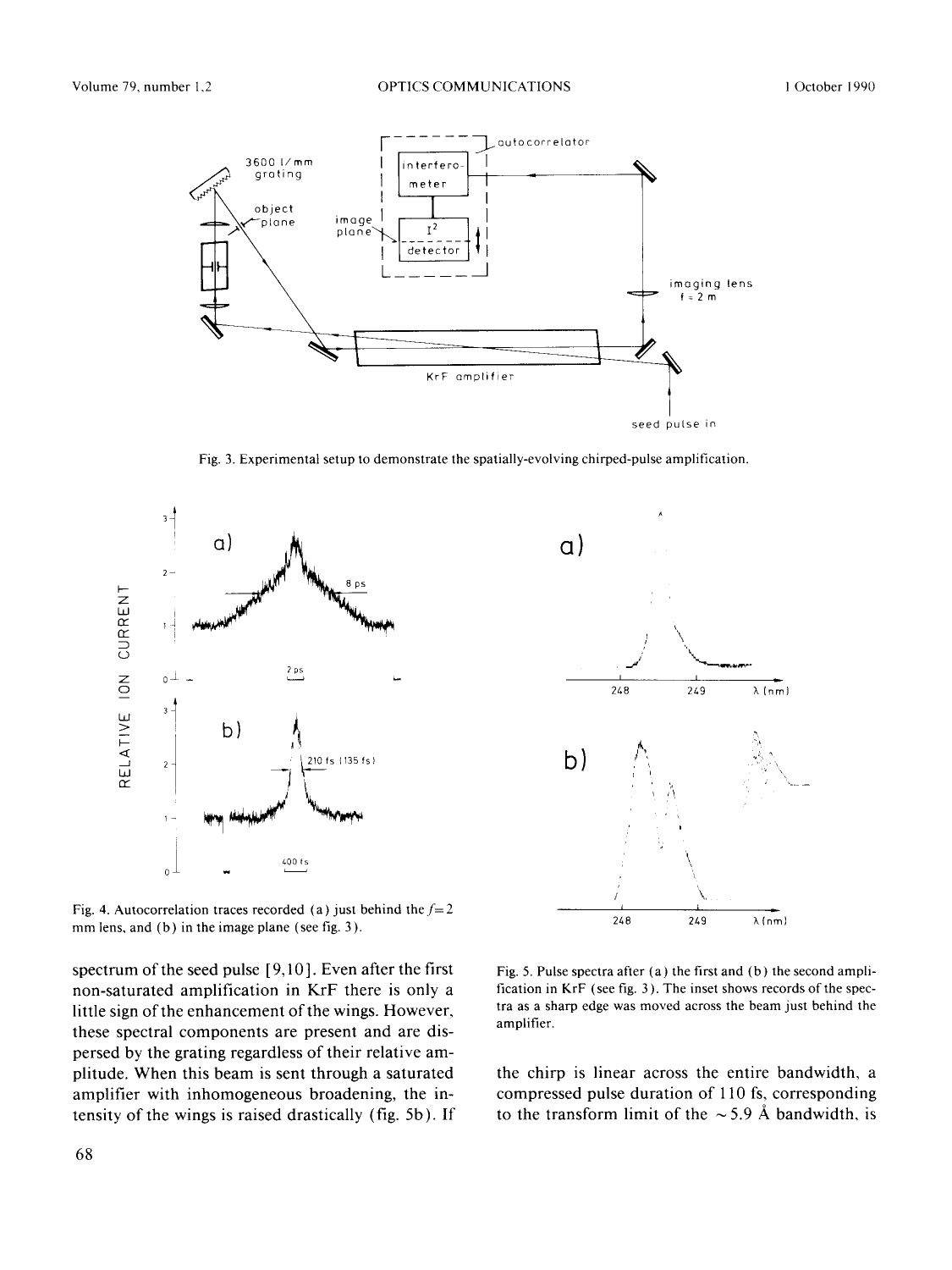Fig. 3. Experimental setup to demonstrate the spatially-evolving chirped-pulse amplification.

Fig. 4. Autocorrelation traces recorded (a) just behind the $f = 2$ mm lens, and (b) in the image plane (see fig. 3).

Fig. 5. Pulse spectra after (a) the first and (b) the second amplification in KrF (see fig. 3). The inset shows records of the spectra as a sharp edge was moved across the beam just behind the amplifier.

spectrum of the seed pulse [9,10]. Even after the first non-saturated amplification in KrF there is only a little sign of the enhancement of the wings. However, these spectral components are present and are dispersed by the grating regardless of their relative amplitude. When this beam is sent through a saturated amplifier with inhomogeneous broadening, the intensity of the wings is raised drastically (fig. 5b). If the chirp is linear across the entire bandwidth, a compressed pulse duration of 110 fs, corresponding to the transform limit of the ~5.9 Å bandwidth, is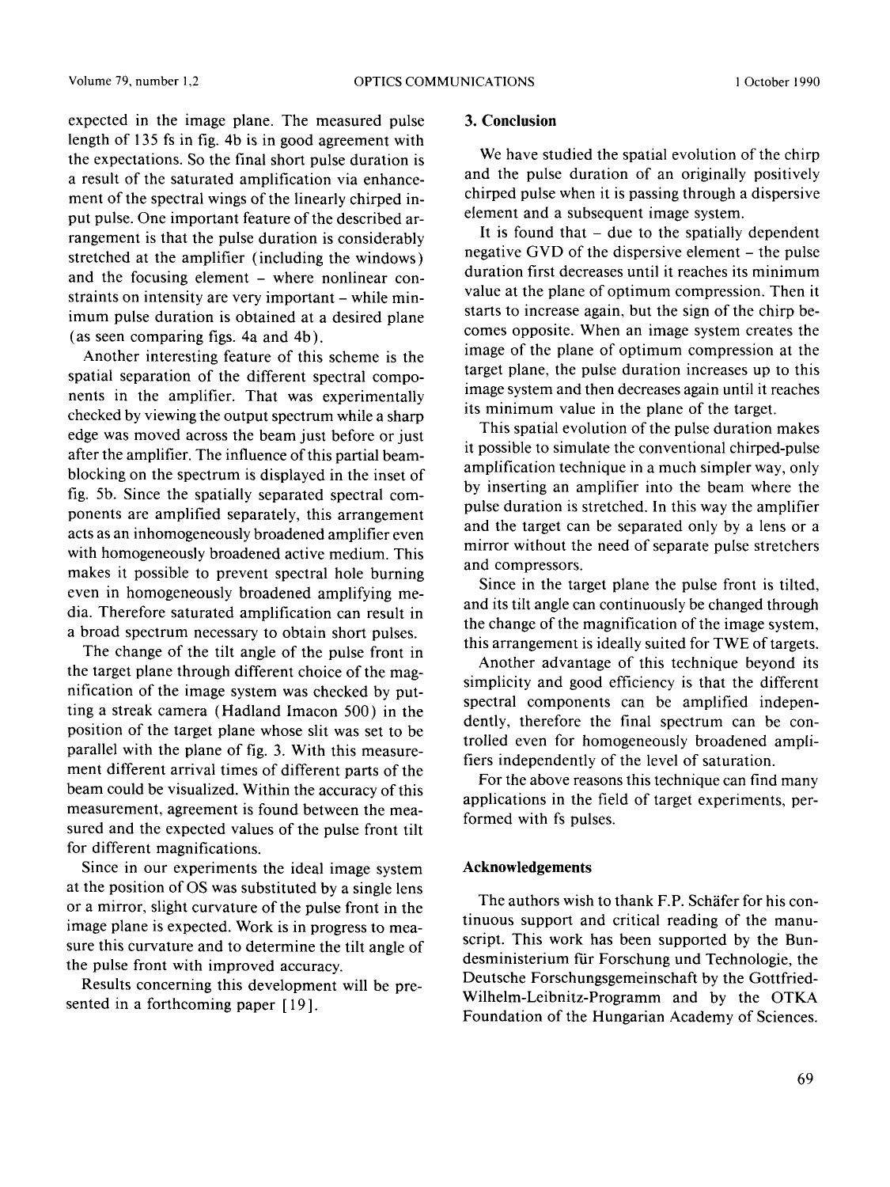expected in the image plane. The measured pulse length of 135 fs in fig. 4b is in good agreement with the expectations. So the final short pulse duration is a result of the saturated amplification via enhancement of the spectral wings of the linearly chirped input pulse. One important feature of the described arrangement is that the pulse duration is considerably stretched at the amplifier (including the windows) and the focusing element – where nonlinear constraints on intensity are very important – while minimum pulse duration is obtained at a desired plane (as seen comparing figs. 4a and 4b).

Another interesting feature of this scheme is the spatial separation of the different spectral components in the amplifier. That was experimentally checked by viewing the output spectrum while a sharp edge was moved across the beam just before or just after the amplifier. The influence of this partial beam-blocking on the spectrum is displayed in the inset of fig. 5b. Since the spatially separated spectral components are amplified separately, this arrangement acts as an inhomogeneously broadened amplifier even with homogeneously broadened active medium. This makes it possible to prevent spectral hole burning even in homogeneously broadened amplifying media. Therefore saturated amplification can result in a broad spectrum necessary to obtain short pulses.

The change of the tilt angle of the pulse front in the target plane through different choice of the magnification of the image system was checked by putting a streak camera (Hadland Imacon 500) in the position of the target plane whose slit was set to be parallel with the plane of fig. 3. With this measurement different arrival times of different parts of the beam could be visualized. Within the accuracy of this measurement, agreement is found between the measured and the expected values of the pulse front tilt for different magnifications.

Since in our experiments the ideal image system at the position of OS was substituted by a single lens or a mirror, slight curvature of the pulse front in the image plane is expected. Work is in progress to measure this curvature and to determine the tilt angle of the pulse front with improved accuracy.

Results concerning this development will be presented in a forthcoming paper [19].

## 3. Conclusion

We have studied the spatial evolution of the chirp and the pulse duration of an originally positively chirped pulse when it is passing through a dispersive element and a subsequent image system.

It is found that – due to the spatially dependent negative GVD of the dispersive element – the pulse duration first decreases until it reaches its minimum value at the plane of optimum compression. Then it starts to increase again, but the sign of the chirp becomes opposite. When an image system creates the image of the plane of optimum compression at the target plane, the pulse duration increases up to this image system and then decreases again until it reaches its minimum value in the plane of the target.

This spatial evolution of the pulse duration makes it possible to simulate the conventional chirped-pulse amplification technique in a much simpler way, only by inserting an amplifier into the beam where the pulse duration is stretched. In this way the amplifier and the target can be separated only by a lens or a mirror without the need of separate pulse stretchers and compressors.

Since in the target plane the pulse front is tilted, and its tilt angle can continuously be changed through the change of the magnification of the image system, this arrangement is ideally suited for TWE of targets.

Another advantage of this technique beyond its simplicity and good efficiency is that the different spectral components can be amplified independently, therefore the final spectrum can be controlled even for homogeneously broadened amplifiers independently of the level of saturation.

For the above reasons this technique can find many applications in the field of target experiments, performed with fs pulses.

## Acknowledgements

The authors wish to thank F.P. Schäfer for his continuous support and critical reading of the manuscript. This work has been supported by the Bundesministerium für Forschung und Technologie, the Deutsche Forschungsgemeinschaft by the Gottfried-Wilhelm-Leibnitz-Programm and by the OTKA Foundation of the Hungarian Academy of Sciences.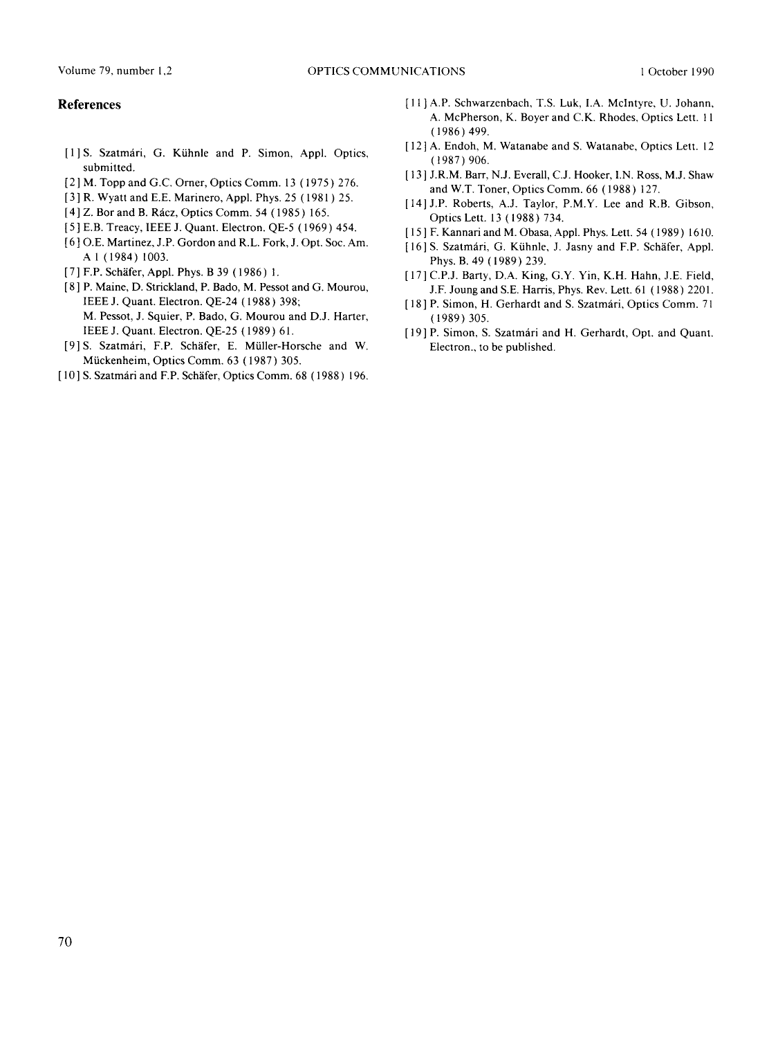## References

[1] S. Szatmári, G. Kühnle and P. Simon, Appl. Optics, submitted.

[2] M. Topp and G.C. Orner, Optics Comm. 13 (1975) 276.

[3] R. Wyatt and E.E. Marinero, Appl. Phys. 25 (1981) 25.

[4] Z. Bor and B. Rácz, Optics Comm. 54 (1985) 165.

[5] E.B. Treacy, IEEE J. Quant. Electron. QE-5 (1969) 454.

[6] O.E. Martinez, J.P. Gordon and R.L. Fork, J. Opt. Soc. Am. A 1 (1984) 1003.

[7] F.P. Schäfer, Appl. Phys. B 39 (1986) 1.

[8] P. Maine, D. Strickland, P. Bado, M. Pessot and G. Mourou, IEEE J. Quant. Electron. QE-24 (1988) 398; M. Pessot, J. Squier, P. Bado, G. Mourou and D.J. Harter, IEEE J. Quant. Electron. QE-25 (1989) 61.

[9] S. Szatmári, F.P. Schäfer, E. Müller-Horsche and W. Mückenheim, Optics Comm. 63 (1987) 305.

[10] S. Szatmári and F.P. Schäfer, Optics Comm. 68 (1988) 196.

[11] A.P. Schwarzenbach, T.S. Luk, I.A. McIntyre, U. Johann, A. McPherson, K. Boyer and C.K. Rhodes, Optics Lett. 11 (1986) 499.

[12] A. Endoh, M. Watanabe and S. Watanabe, Optics Lett. 12 (1987) 906.

[13] J.R.M. Barr, N.J. Everall, C.J. Hooker, I.N. Ross, M.J. Shaw and W.T. Toner, Optics Comm. 66 (1988) 127.

[14] J.P. Roberts, A.J. Taylor, P.M.Y. Lee and R.B. Gibson, Optics Lett. 13 (1988) 734.

[15] F. Kannari and M. Obasa, Appl. Phys. Lett. 54 (1989) 1610.

[16] S. Szatmári, G. Kühnle, J. Jasny and F.P. Schäfer, Appl. Phys. B. 49 (1989) 239.

[17] C.P.J. Barty, D.A. King, G.Y. Yin, K.H. Hahn, J.E. Field, J.F. Joung and S.E. Harris, Phys. Rev. Lett. 61 (1988) 2201.

[18] P. Simon, H. Gerhardt and S. Szatmári, Optics Comm. 71 (1989) 305.

[19] P. Simon, S. Szatmári and H. Gerhardt, Opt. and Quant. Electron., to be published.